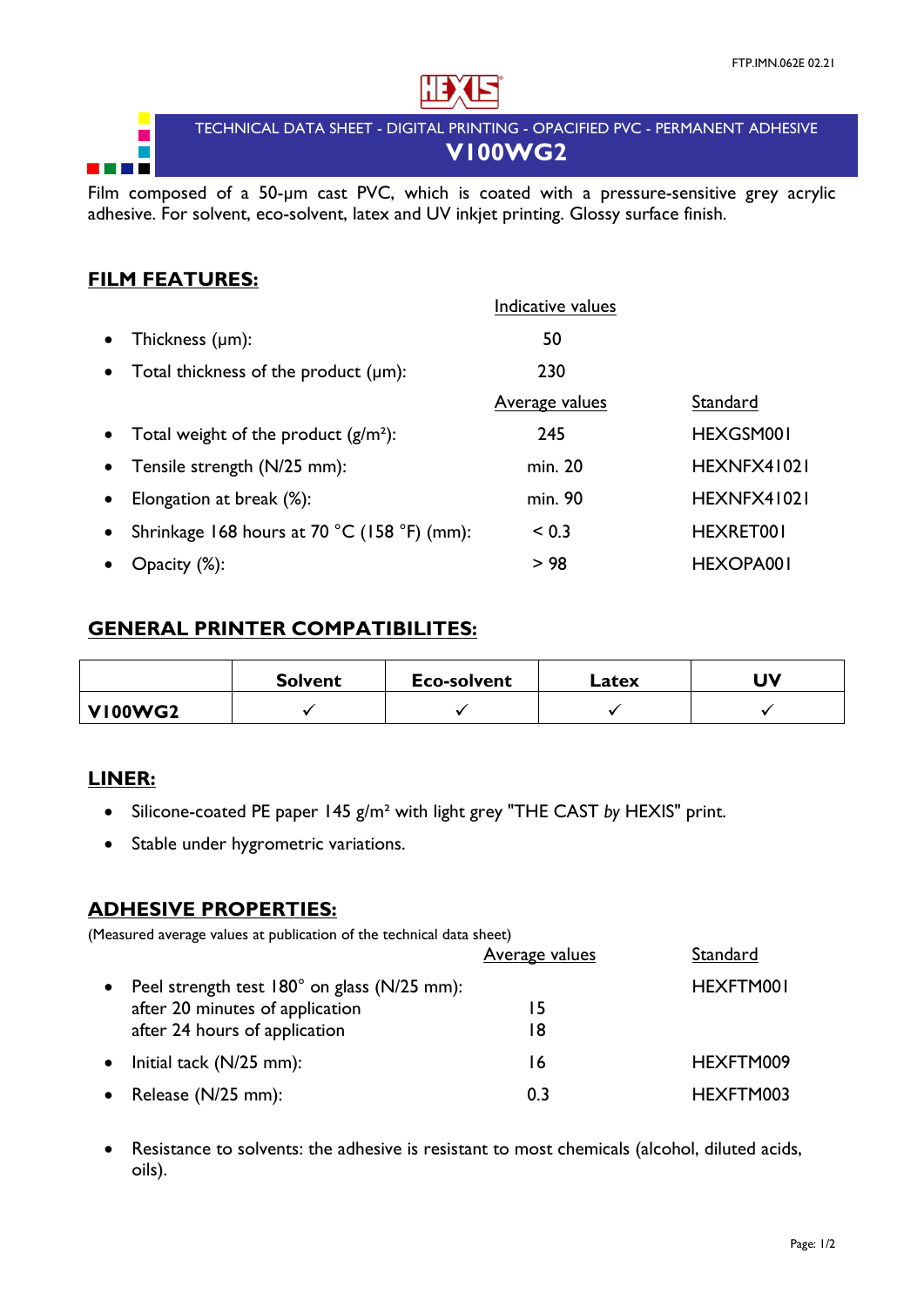FTP.IMN.062E 02.21

TECHNICAL DATA SHEET - DIGITAL PRINTING - OPACIFIED PVC - PERMANENT ADHESIVE

# V100WG2

Film composed of a 50-µm cast PVC, which is coated with a pressure-sensitive grey acrylic adhesive. For solvent, eco-solvent, latex and UV inkjet printing. Glossy surface finish.

## FILM FEATURES:

| | Indicative values | |
|---|---|---|
| • Thickness (µm): | 50 | |
| • Total thickness of the product (µm): | 230 | |
| | Average values | Standard |
| • Total weight of the product (g/m²): | 245 | HEXGSM001 |
| • Tensile strength (N/25 mm): | min. 20 | HEXNFX41021 |
| • Elongation at break (%): | min. 90 | HEXNFX41021 |
| • Shrinkage 168 hours at 70 °C (158 °F) (mm): | < 0.3 | HEXRET001 |
| • Opacity (%): | > 98 | HEXOPA001 |

## GENERAL PRINTER COMPATIBILITES:

| | Solvent | Eco-solvent | Latex | UV |
|---|---|---|---|---|
| **V100WG2** | ✓ | ✓ | ✓ | ✓ |

## LINER:

- Silicone-coated PE paper 145 g/m² with light grey "THE CAST *by* HEXIS" print.
- Stable under hygrometric variations.

## ADHESIVE PROPERTIES:

(Measured average values at publication of the technical data sheet)

| | Average values | Standard |
|---|---|---|
| • Peel strength test 180° on glass (N/25 mm): | | HEXFTM001 |
| after 20 minutes of application | 15 | |
| after 24 hours of application | 18 | |
| • Initial tack (N/25 mm): | 16 | HEXFTM009 |
| • Release (N/25 mm): | 0.3 | HEXFTM003 |

- Resistance to solvents: the adhesive is resistant to most chemicals (alcohol, diluted acids, oils).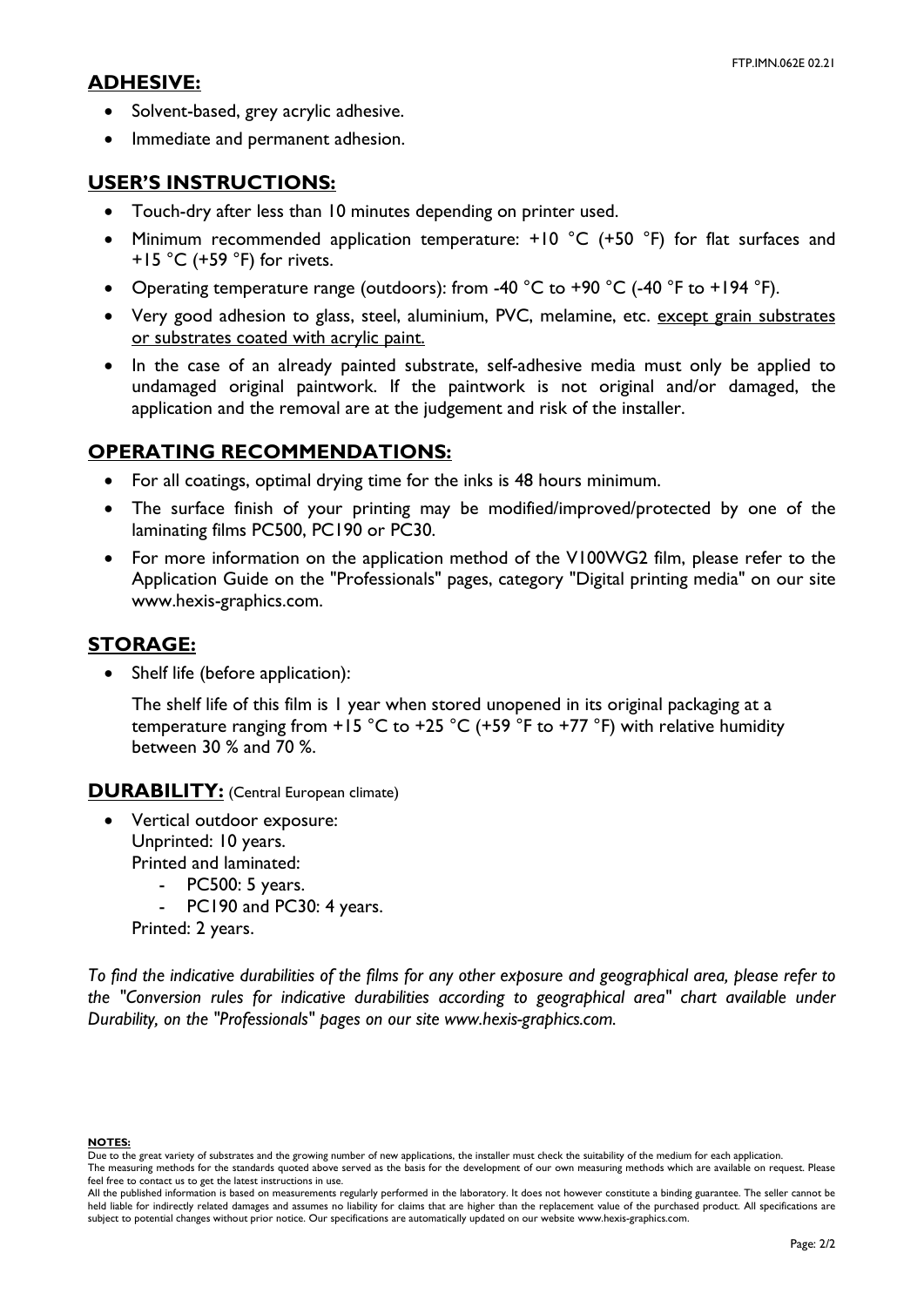## ADHESIVE:

- Solvent-based, grey acrylic adhesive.
- Immediate and permanent adhesion.

## USER'S INSTRUCTIONS:

- Touch-dry after less than 10 minutes depending on printer used.
- Minimum recommended application temperature: +10 °C (+50 °F) for flat surfaces and +15 °C (+59 °F) for rivets.
- Operating temperature range (outdoors): from -40 °C to +90 °C (-40 °F to +194 °F).
- Very good adhesion to glass, steel, aluminium, PVC, melamine, etc. except grain substrates or substrates coated with acrylic paint.
- In the case of an already painted substrate, self-adhesive media must only be applied to undamaged original paintwork. If the paintwork is not original and/or damaged, the application and the removal are at the judgement and risk of the installer.

## OPERATING RECOMMENDATIONS:

- For all coatings, optimal drying time for the inks is 48 hours minimum.
- The surface finish of your printing may be modified/improved/protected by one of the laminating films PC500, PC190 or PC30.
- For more information on the application method of the V100WG2 film, please refer to the Application Guide on the "Professionals" pages, category "Digital printing media" on our site www.hexis-graphics.com.

## STORAGE:

- Shelf life (before application):

  The shelf life of this film is 1 year when stored unopened in its original packaging at a temperature ranging from +15 °C to +25 °C (+59 °F to +77 °F) with relative humidity between 30 % and 70 %.

## DURABILITY: (Central European climate)

- Vertical outdoor exposure:
  Unprinted: 10 years.
  Printed and laminated:
    - PC500: 5 years.
    - PC190 and PC30: 4 years.

  Printed: 2 years.

*To find the indicative durabilities of the films for any other exposure and geographical area, please refer to the "Conversion rules for indicative durabilities according to geographical area" chart available under Durability, on the "Professionals" pages on our site www.hexis-graphics.com.*

**NOTES:**

Due to the great variety of substrates and the growing number of new applications, the installer must check the suitability of the medium for each application.

The measuring methods for the standards quoted above served as the basis for the development of our own measuring methods which are available on request. Please feel free to contact us to get the latest instructions in use.

All the published information is based on measurements regularly performed in the laboratory. It does not however constitute a binding guarantee. The seller cannot be held liable for indirectly related damages and assumes no liability for claims that are higher than the replacement value of the purchased product. All specifications are subject to potential changes without prior notice. Our specifications are automatically updated on our website www.hexis-graphics.com.